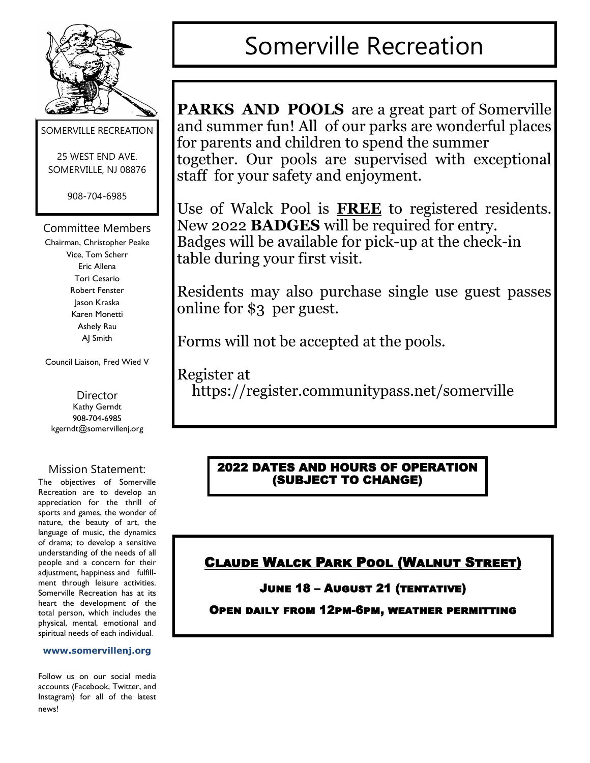# Somerville Recreation

**PARKS AND POOLS** are a great part of Somerville and summer fun! All of our parks are wonderful places for parents and children to spend the summer together. Our pools are supervised with exceptional staff for your safety and enjoyment.

Use of Walck Pool is **FREE** to registered residents. New 2022 **BADGES** will be required for entry. Badges will be available for pick-up at the check-in table during your first visit.

Residents may also purchase single use guest passes online for $3 per guest.

Forms will not be accepted at the pools.

Register at
https://register.communitypass.net/somerville

**2022 DATES AND HOURS OF OPERATION (SUBJECT TO CHANGE)**

**CLAUDE WALCK PARK POOL (WALNUT STREET)**

**JUNE 18 – AUGUST 21 (TENTATIVE)**

**OPEN DAILY FROM 12PM-6PM, WEATHER PERMITTING**

SOMERVILLE RECREATION

25 WEST END AVE.
SOMERVILLE, NJ 08876

908-704-6985

## Committee Members

Chairman, Christopher Peake
Vice, Tom Scherr
Eric Allena
Tori Cesario
Robert Fenster
Jason Kraska
Karen Monetti
Ashely Rau
AJ Smith

Council Liaison, Fred Wied V

## Director

Kathy Gerndt
908-704-6985
kgerndt@somervillenj.org

## Mission Statement:

The objectives of Somerville Recreation are to develop an appreciation for the thrill of sports and games, the wonder of nature, the beauty of art, the language of music, the dynamics of drama; to develop a sensitive understanding of the needs of all people and a concern for their adjustment, happiness and fulfillment through leisure activities. Somerville Recreation has at its heart the development of the total person, which includes the physical, mental, emotional and spiritual needs of each individual.

**www.somervillenj.org**

Follow us on our social media accounts (Facebook, Twitter, and Instagram) for all of the latest news!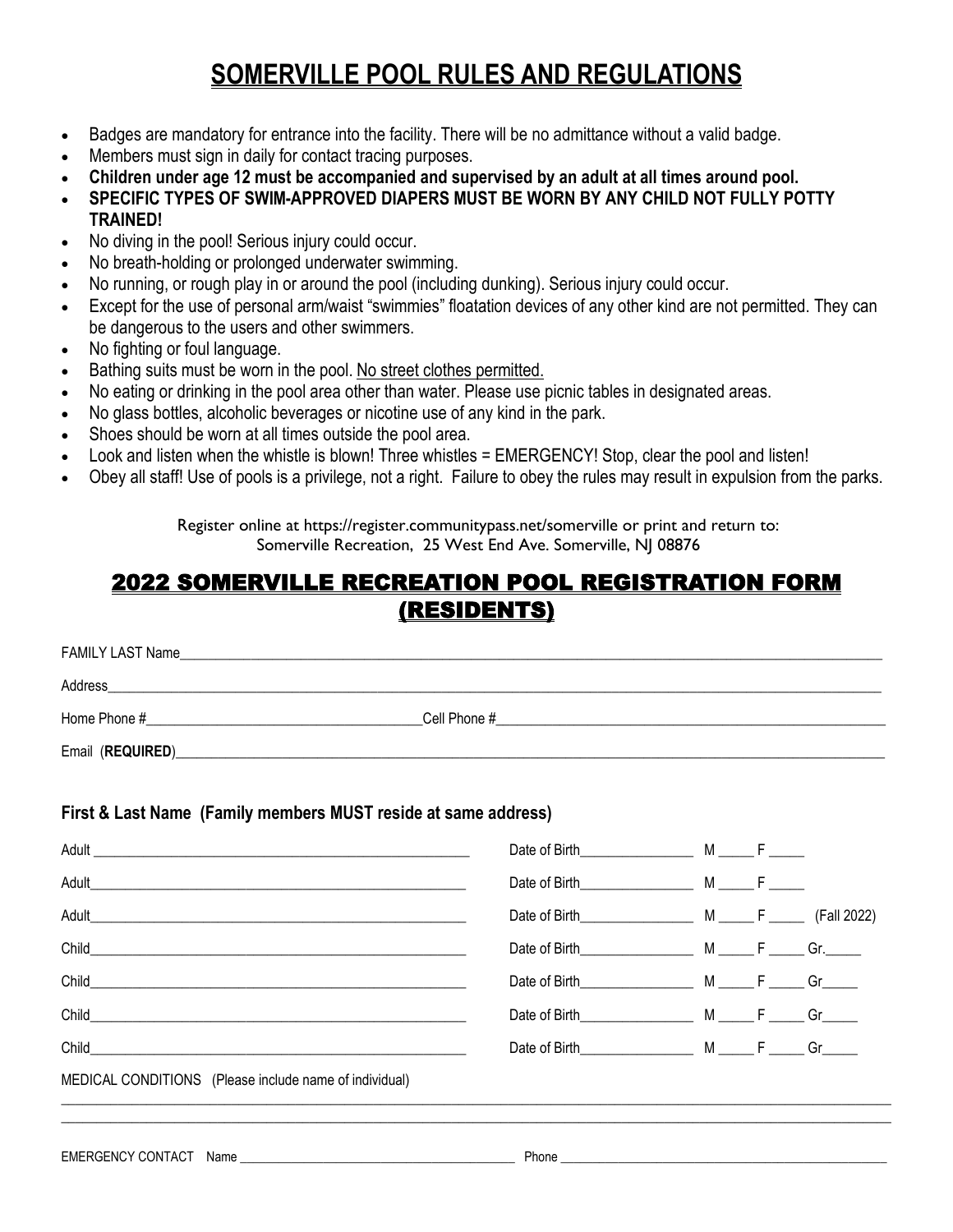# SOMERVILLE POOL RULES AND REGULATIONS

- Badges are mandatory for entrance into the facility. There will be no admittance without a valid badge.
- Members must sign in daily for contact tracing purposes.
- **Children under age 12 must be accompanied and supervised by an adult at all times around pool.**
- **SPECIFIC TYPES OF SWIM-APPROVED DIAPERS MUST BE WORN BY ANY CHILD NOT FULLY POTTY TRAINED!**
- No diving in the pool! Serious injury could occur.
- No breath-holding or prolonged underwater swimming.
- No running, or rough play in or around the pool (including dunking). Serious injury could occur.
- Except for the use of personal arm/waist "swimmies" floatation devices of any other kind are not permitted. They can be dangerous to the users and other swimmers.
- No fighting or foul language.
- Bathing suits must be worn in the pool. <u>No street clothes permitted.</u>
- No eating or drinking in the pool area other than water. Please use picnic tables in designated areas.
- No glass bottles, alcoholic beverages or nicotine use of any kind in the park.
- Shoes should be worn at all times outside the pool area.
- Look and listen when the whistle is blown! Three whistles = EMERGENCY! Stop, clear the pool and listen!
- Obey all staff! Use of pools is a privilege, not a right. Failure to obey the rules may result in expulsion from the parks.

Register online at https://register.communitypass.net/somerville or print and return to:
Somerville Recreation, 25 West End Ave. Somerville, NJ 08876

## 2022 SOMERVILLE RECREATION POOL REGISTRATION FORM (RESIDENTS)

FAMILY LAST Name_______________________________________________

Address_______________________________________________

Home Phone #______________________ Cell Phone #______________________

Email (**REQUIRED**)_______________________________________________

**First & Last Name (Family members MUST reside at same address)**

Adult ______________________________ Date of Birth______________ M _____ F _____

Adult______________________________ Date of Birth______________ M _____ F _____

Adult______________________________ Date of Birth______________ M _____ F _____ (Fall 2022)

Child______________________________ Date of Birth______________ M _____ F _____ Gr._____

Child______________________________ Date of Birth______________ M _____ F _____ Gr_____

Child______________________________ Date of Birth______________ M _____ F _____ Gr_____

Child______________________________ Date of Birth______________ M _____ F _____ Gr_____

MEDICAL CONDITIONS (Please include name of individual)

_______________________________________________

_______________________________________________

EMERGENCY CONTACT Name ______________________________ Phone ______________________________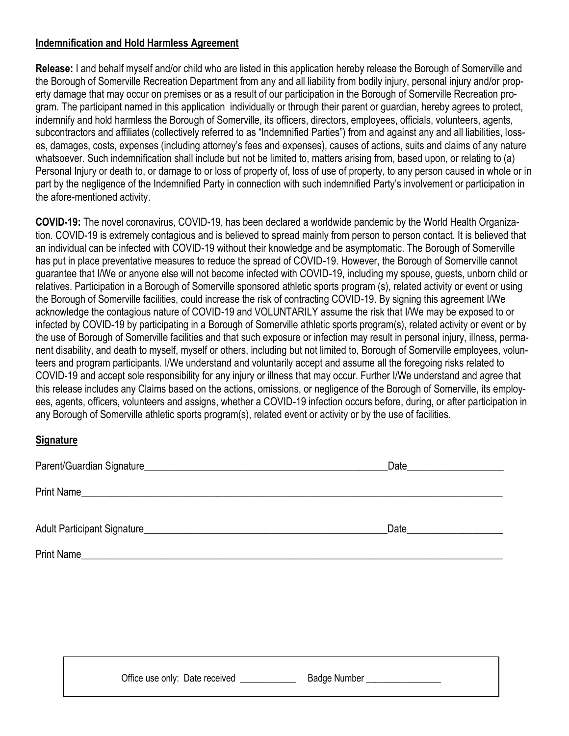**Indemnification and Hold Harmless Agreement**

**Release:** I and behalf myself and/or child who are listed in this application hereby release the Borough of Somerville and the Borough of Somerville Recreation Department from any and all liability from bodily injury, personal injury and/or property damage that may occur on premises or as a result of our participation in the Borough of Somerville Recreation program. The participant named in this application individually or through their parent or guardian, hereby agrees to protect, indemnify and hold harmless the Borough of Somerville, its officers, directors, employees, officials, volunteers, agents, subcontractors and affiliates (collectively referred to as "Indemnified Parties") from and against any and all liabilities, losses, damages, costs, expenses (including attorney's fees and expenses), causes of actions, suits and claims of any nature whatsoever. Such indemnification shall include but not be limited to, matters arising from, based upon, or relating to (a) Personal Injury or death to, or damage to or loss of property of, loss of use of property, to any person caused in whole or in part by the negligence of the Indemnified Party in connection with such indemnified Party's involvement or participation in the afore-mentioned activity.

**COVID-19:** The novel coronavirus, COVID-19, has been declared a worldwide pandemic by the World Health Organization. COVID-19 is extremely contagious and is believed to spread mainly from person to person contact. It is believed that an individual can be infected with COVID-19 without their knowledge and be asymptomatic. The Borough of Somerville has put in place preventative measures to reduce the spread of COVID-19. However, the Borough of Somerville cannot guarantee that I/We or anyone else will not become infected with COVID-19, including my spouse, guests, unborn child or relatives. Participation in a Borough of Somerville sponsored athletic sports program (s), related activity or event or using the Borough of Somerville facilities, could increase the risk of contracting COVID-19. By signing this agreement I/We acknowledge the contagious nature of COVID-19 and VOLUNTARILY assume the risk that I/We may be exposed to or infected by COVID-19 by participating in a Borough of Somerville athletic sports program(s), related activity or event or by the use of Borough of Somerville facilities and that such exposure or infection may result in personal injury, illness, permanent disability, and death to myself, myself or others, including but not limited to, Borough of Somerville employees, volunteers and program participants. I/We understand and voluntarily accept and assume all the foregoing risks related to COVID-19 and accept sole responsibility for any injury or illness that may occur. Further I/We understand and agree that this release includes any Claims based on the actions, omissions, or negligence of the Borough of Somerville, its employees, agents, officers, volunteers and assigns, whether a COVID-19 infection occurs before, during, or after participation in any Borough of Somerville athletic sports program(s), related event or activity or by the use of facilities.

**Signature**

Parent/Guardian Signature_______________________________________________ Date__________________

Print Name_______________________________________________________________________________

Adult Participant Signature_______________________________________________ Date__________________

Print Name_______________________________________________________________________________

Office use only: Date received ____________ Badge Number _______________